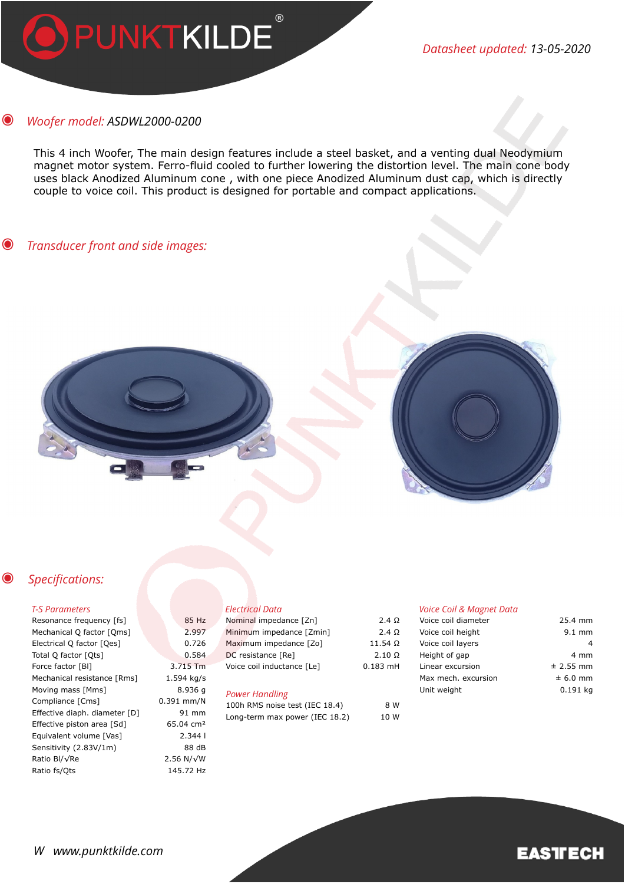PUNKTKILDE®

*Datasheet updated: 13-05-2020*

## *Woofer model: ASDWL2000-0200*

This 4 inch Woofer, The main design features include a steel basket, and a venting dual Neodymium magnet motor system. Ferro-fluid cooled to further lowering the distortion level. The main cone body uses black Anodized Aluminum cone , with one piece Anodized Aluminum dust cap, which is directly couple to voice coil. This product is designed for portable and compact applications.

## *Transducer front and side images:*

## *Specifications:*

*T-S Parameters*

| Parameter | Value |
|---|---|
| Resonance frequency [fs] | 85 Hz |
| Mechanical Q factor [Qms] | 2.997 |
| Electrical Q factor [Qes] | 0.726 |
| Total Q factor [Qts] | 0.584 |
| Force factor [Bl] | 3.715 Tm |
| Mechanical resistance [Rms] | 1.594 kg/s |
| Moving mass [Mms] | 8.936 g |
| Compliance [Cms] | 0.391 mm/N |
| Effective diaph. diameter [D] | 91 mm |
| Effective piston area [Sd] | 65.04 cm² |
| Equivalent volume [Vas] | 2.344 l |
| Sensitivity (2.83V/1m) | 88 dB |
| Ratio Bl/√Re | 2.56 N/√W |
| Ratio fs/Qts | 145.72 Hz |

*Electrical Data*

| Parameter | Value |
|---|---|
| Nominal impedance [Zn] | 2.4 Ω |
| Minimum impedance [Zmin] | 2.4 Ω |
| Maximum impedance [Zo] | 11.54 Ω |
| DC resistance [Re] | 2.10 Ω |
| Voice coil inductance [Le] | 0.183 mH |

*Power Handling*

| Parameter | Value |
|---|---|
| 100h RMS noise test (IEC 18.4) | 8 W |
| Long-term max power (IEC 18.2) | 10 W |

*Voice Coil & Magnet Data*

| Parameter | Value |
|---|---|
| Voice coil diameter | 25.4 mm |
| Voice coil height | 9.1 mm |
| Voice coil layers | 4 |
| Height of gap | 4 mm |
| Linear excursion | ± 2.55 mm |
| Max mech. excursion | ± 6.0 mm |
| Unit weight | 0.191 kg |

*W www.punktkilde.com*

EASTECH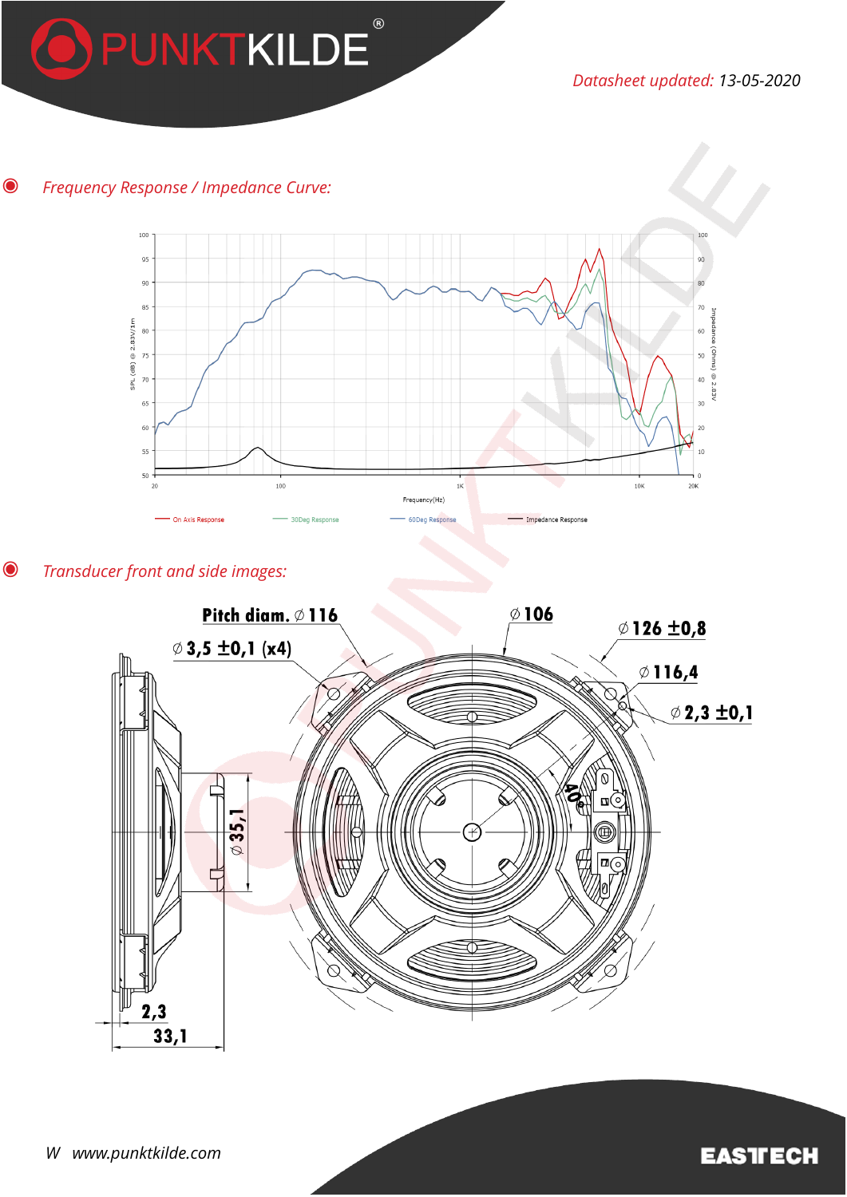Datasheet updated: 13-05-2020

## *Frequency Response / Impedance Curve:*

100
95
90
85
80
75
70
65
60
55
50

SPL (dB) @ 2.83V/1m

100
90
80
70
60
50
40
30
20
10
0

Impedance (Ohms) @ 2.83V

20
100
1K
10K
20K

Frequency(Hz)

On Axis Response
30Deg Response
60Deg Response
Impedance Response

## *Transducer front and side images:*

Pitch diam. ∅116

∅3,5 ±0,1 (x4)

∅106

∅126 ±0,8

∅116,4

∅2,3 ±0,1

40°

∅35,1

2,3

33,1

W www.punktkilde.com

EASTECH